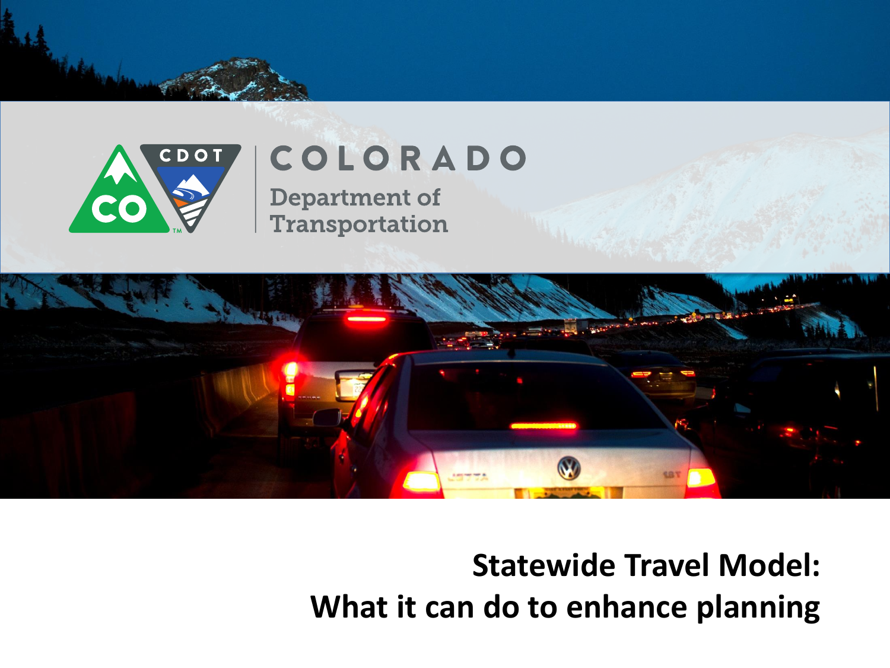COLORADO

Department of Transportation

# Statewide Travel Model: What it can do to enhance planning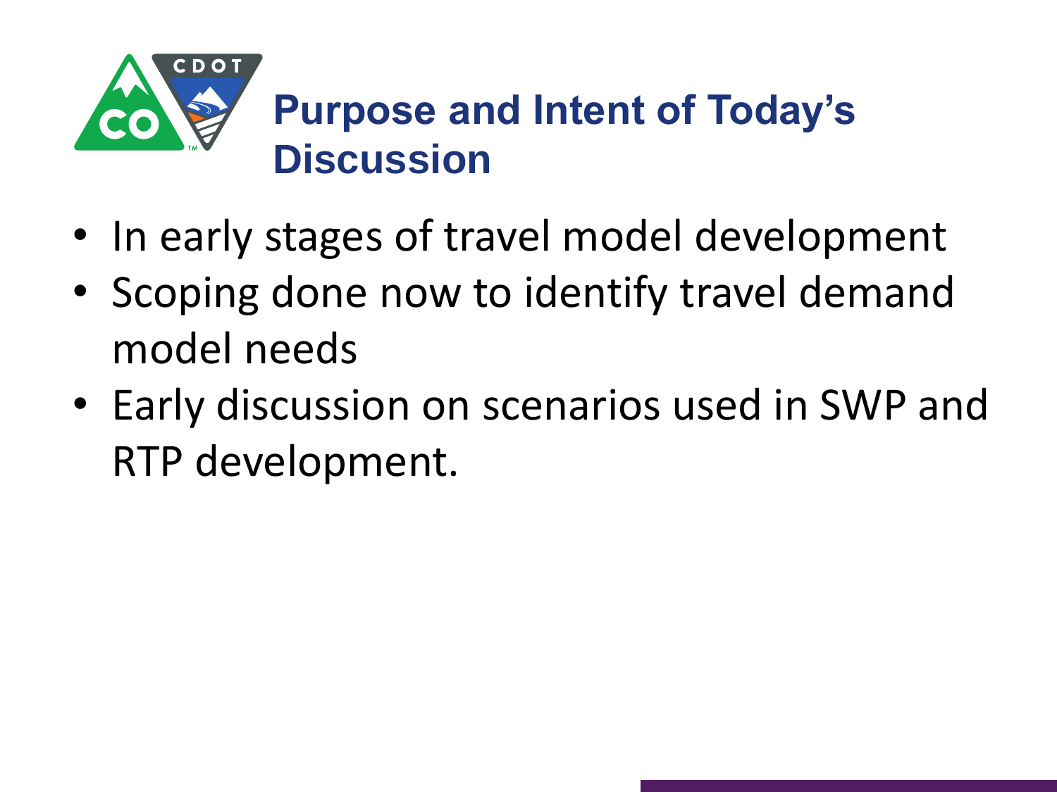# Purpose and Intent of Today's Discussion

- In early stages of travel model development
- Scoping done now to identify travel demand model needs
- Early discussion on scenarios used in SWP and RTP development.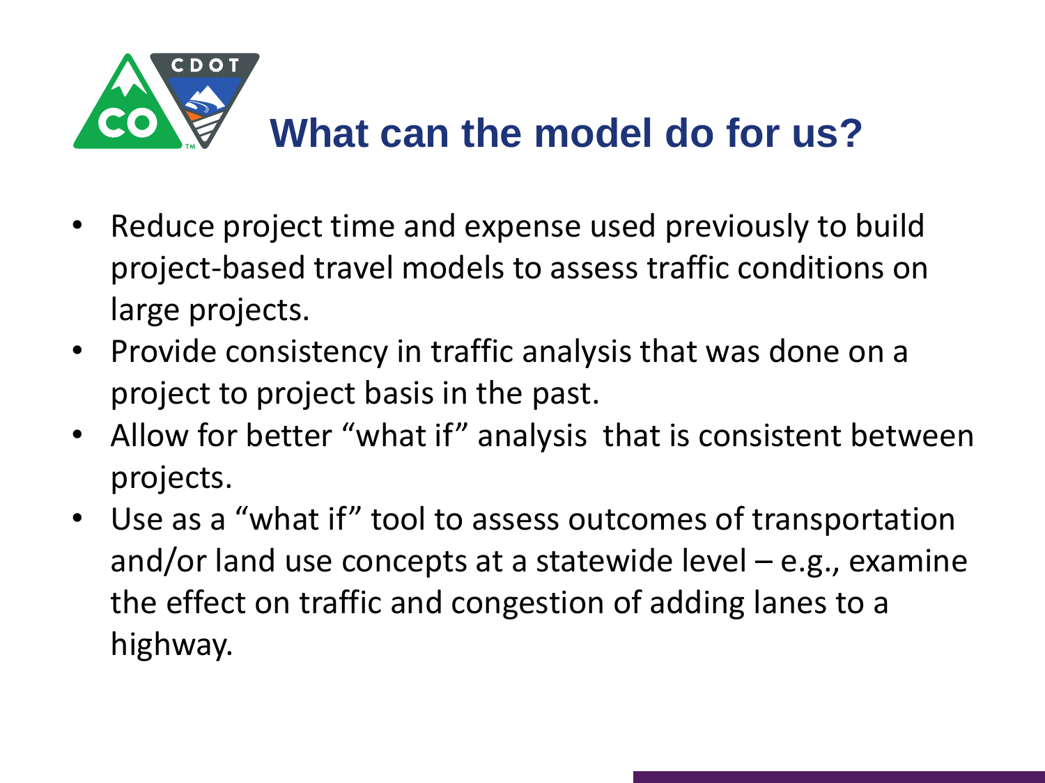# What can the model do for us?

- Reduce project time and expense used previously to build project-based travel models to assess traffic conditions on large projects.
- Provide consistency in traffic analysis that was done on a project to project basis in the past.
- Allow for better “what if” analysis that is consistent between projects.
- Use as a “what if” tool to assess outcomes of transportation and/or land use concepts at a statewide level – e.g., examine the effect on traffic and congestion of adding lanes to a highway.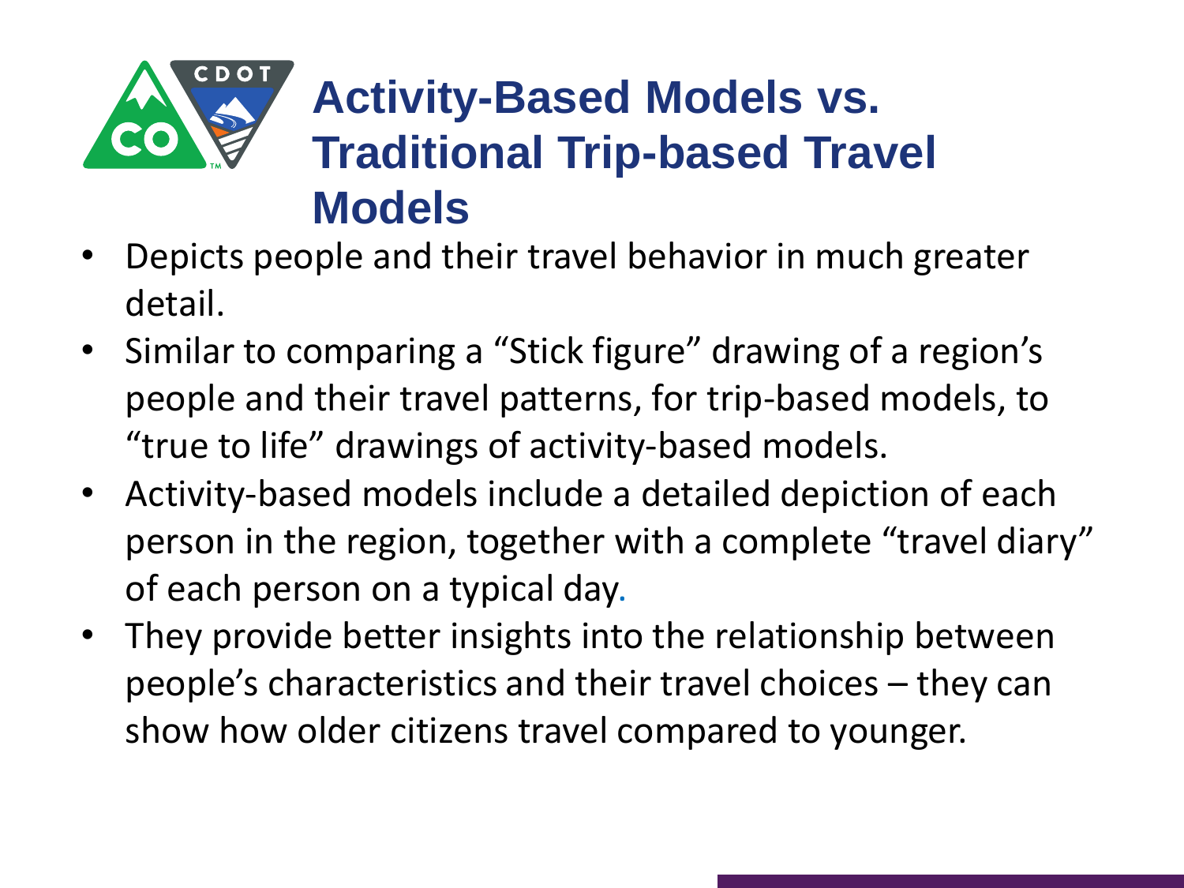# Activity-Based Models vs. Traditional Trip-based Travel Models

- Depicts people and their travel behavior in much greater detail.
- Similar to comparing a “Stick figure” drawing of a region’s people and their travel patterns, for trip-based models, to “true to life” drawings of activity-based models.
- Activity-based models include a detailed depiction of each person in the region, together with a complete “travel diary” of each person on a typical day.
- They provide better insights into the relationship between people’s characteristics and their travel choices – they can show how older citizens travel compared to younger.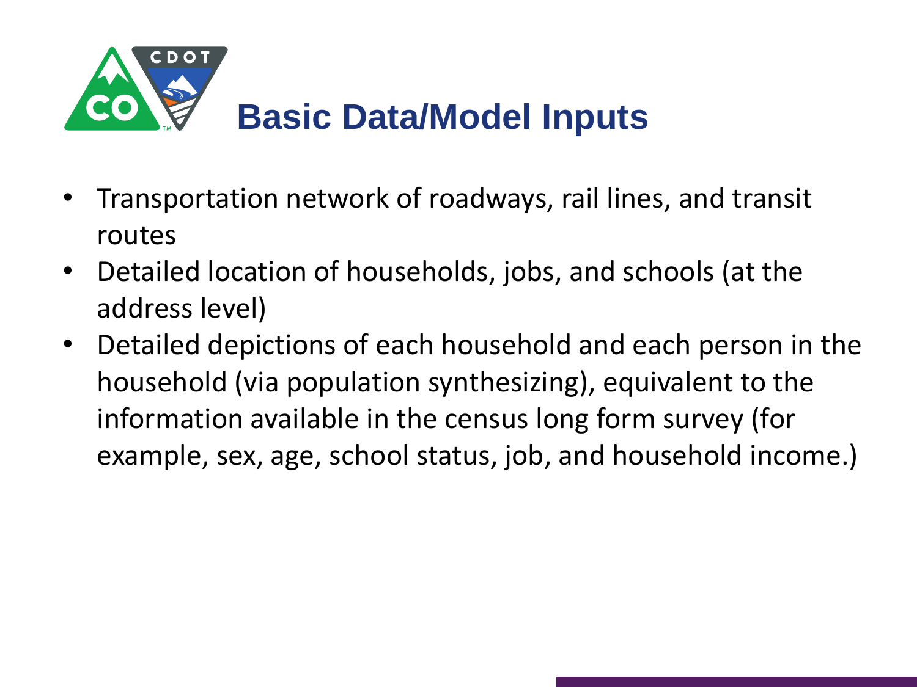# Basic Data/Model Inputs

- Transportation network of roadways, rail lines, and transit routes
- Detailed location of households, jobs, and schools (at the address level)
- Detailed depictions of each household and each person in the household (via population synthesizing), equivalent to the information available in the census long form survey (for example, sex, age, school status, job, and household income.)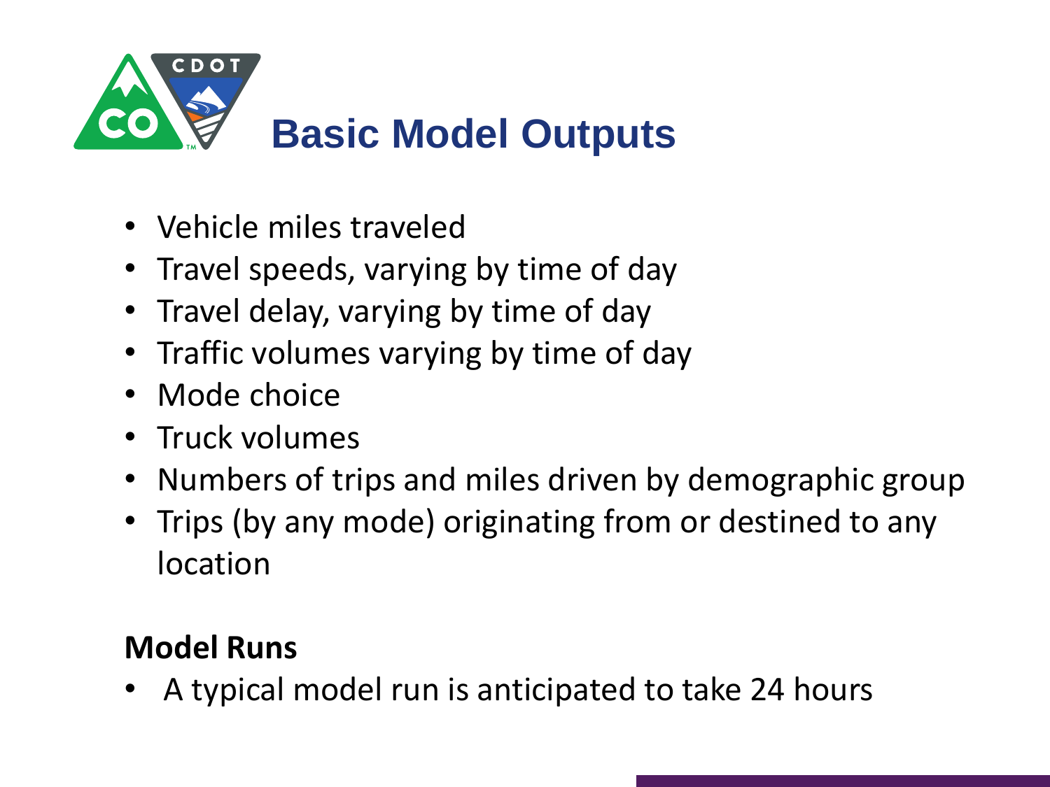# Basic Model Outputs

- Vehicle miles traveled
- Travel speeds, varying by time of day
- Travel delay, varying by time of day
- Traffic volumes varying by time of day
- Mode choice
- Truck volumes
- Numbers of trips and miles driven by demographic group
- Trips (by any mode) originating from or destined to any location

**Model Runs**

- A typical model run is anticipated to take 24 hours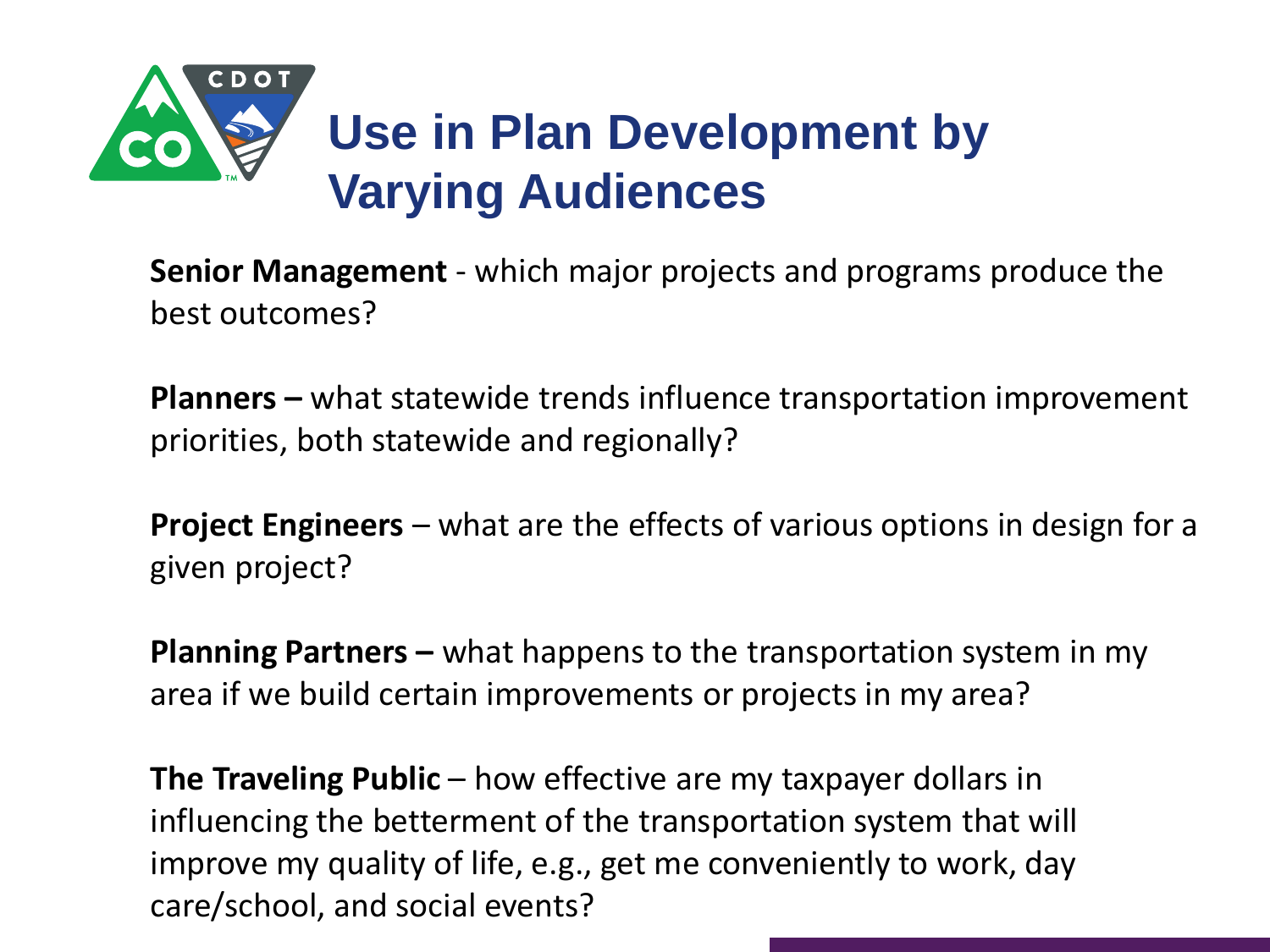# Use in Plan Development by Varying Audiences

**Senior Management** - which major projects and programs produce the best outcomes?

**Planners –** what statewide trends influence transportation improvement priorities, both statewide and regionally?

**Project Engineers** – what are the effects of various options in design for a given project?

**Planning Partners –** what happens to the transportation system in my area if we build certain improvements or projects in my area?

**The Traveling Public** – how effective are my taxpayer dollars in influencing the betterment of the transportation system that will improve my quality of life, e.g., get me conveniently to work, day care/school, and social events?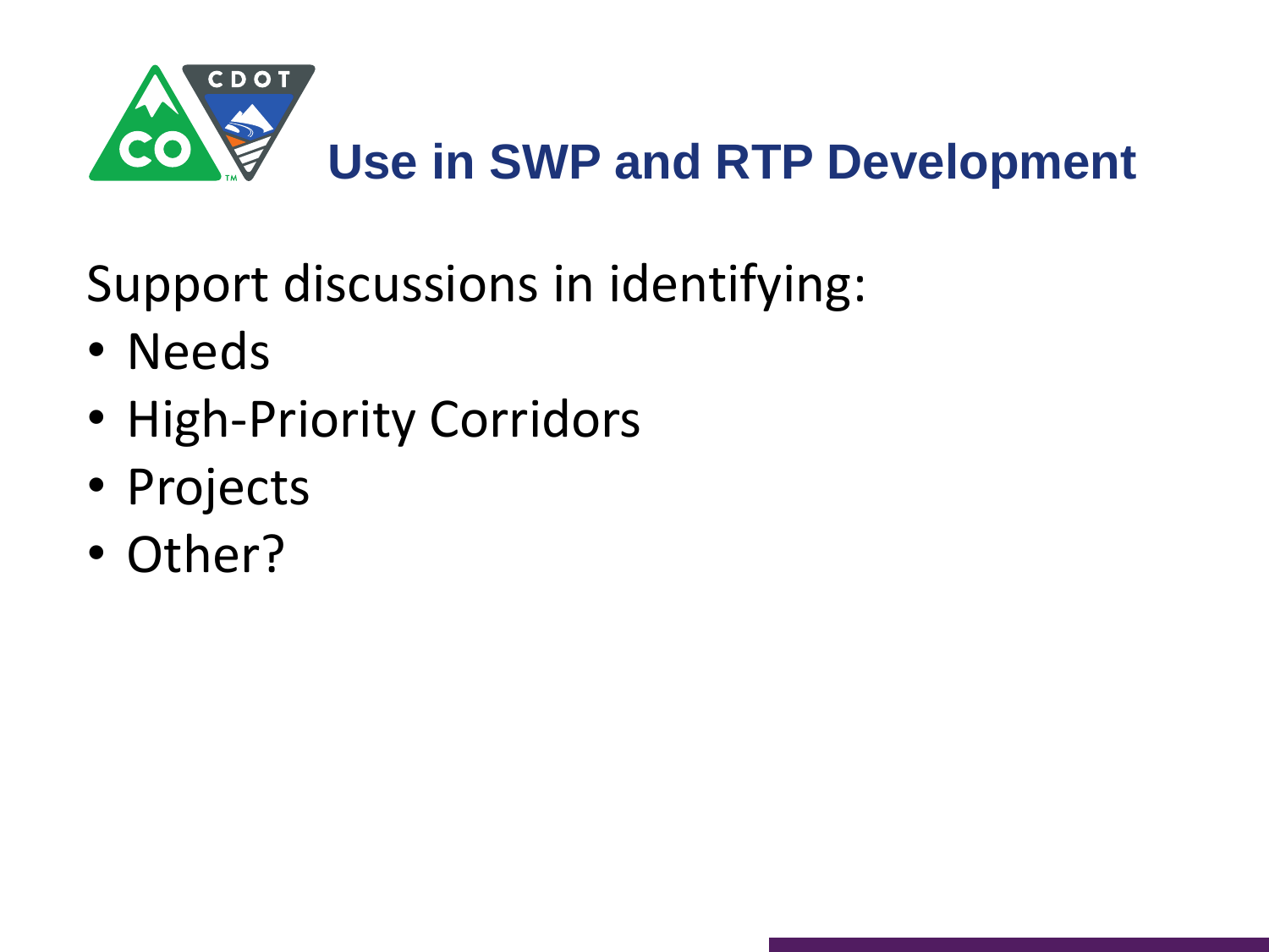# Use in SWP and RTP Development

Support discussions in identifying:

- Needs
- High-Priority Corridors
- Projects
- Other?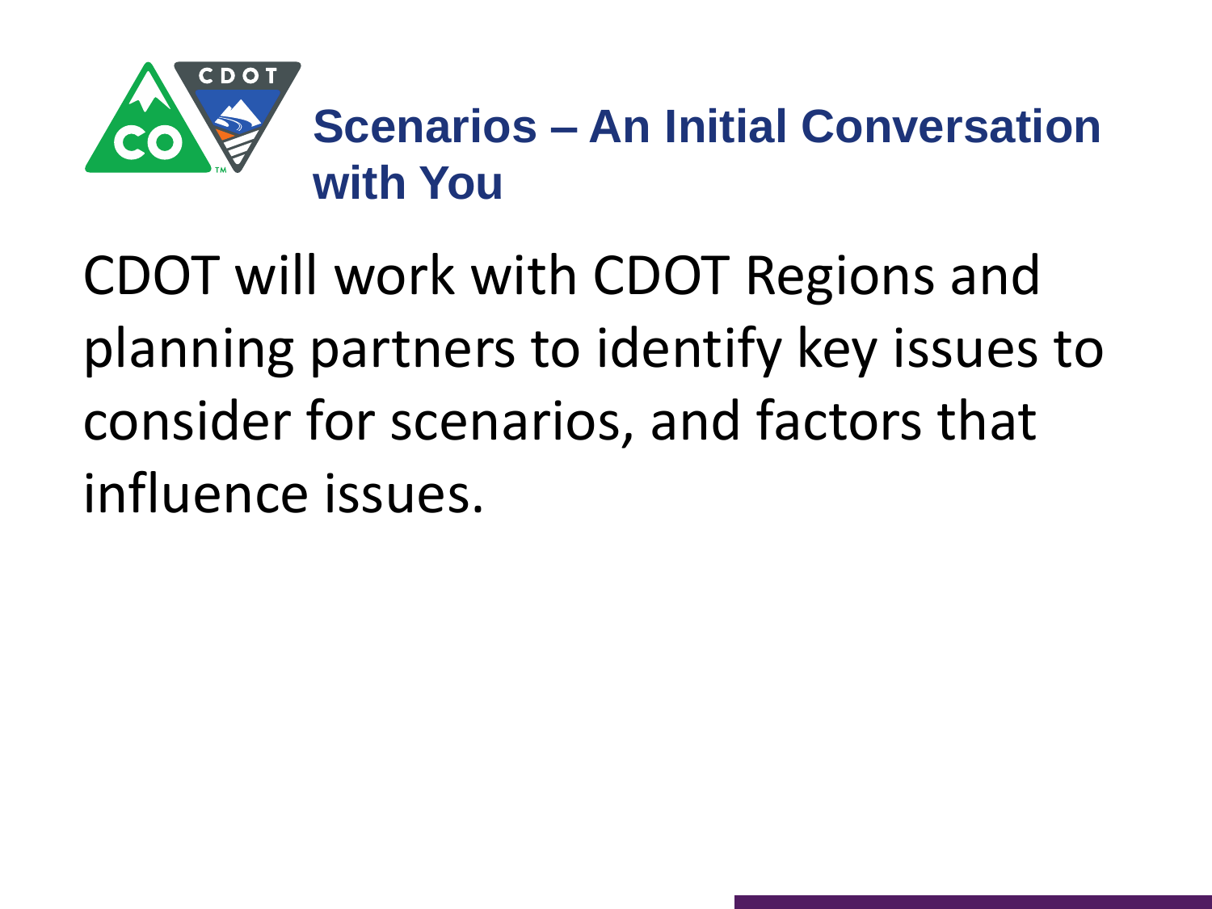# Scenarios – An Initial Conversation with You

CDOT will work with CDOT Regions and planning partners to identify key issues to consider for scenarios, and factors that influence issues.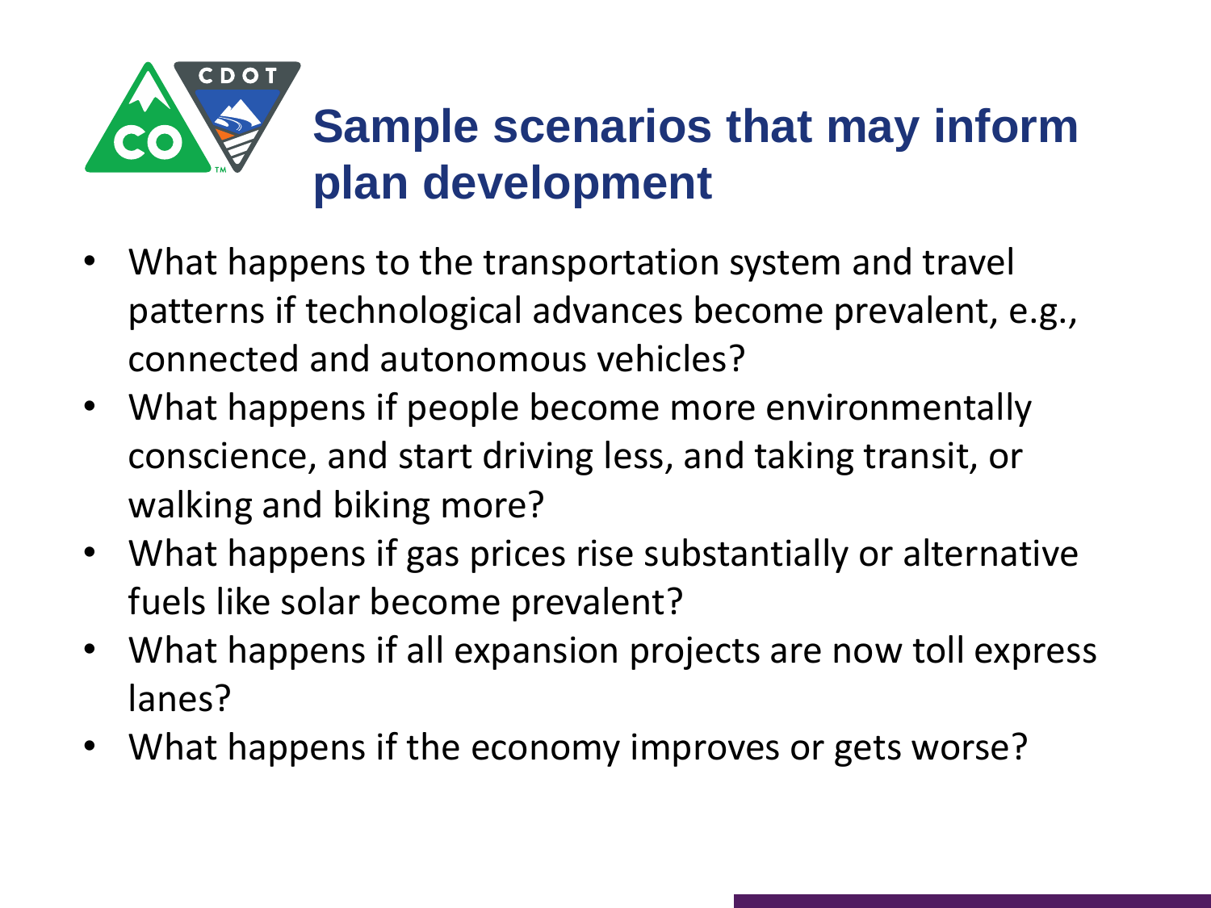# Sample scenarios that may inform plan development

- What happens to the transportation system and travel patterns if technological advances become prevalent, e.g., connected and autonomous vehicles?
- What happens if people become more environmentally conscience, and start driving less, and taking transit, or walking and biking more?
- What happens if gas prices rise substantially or alternative fuels like solar become prevalent?
- What happens if all expansion projects are now toll express lanes?
- What happens if the economy improves or gets worse?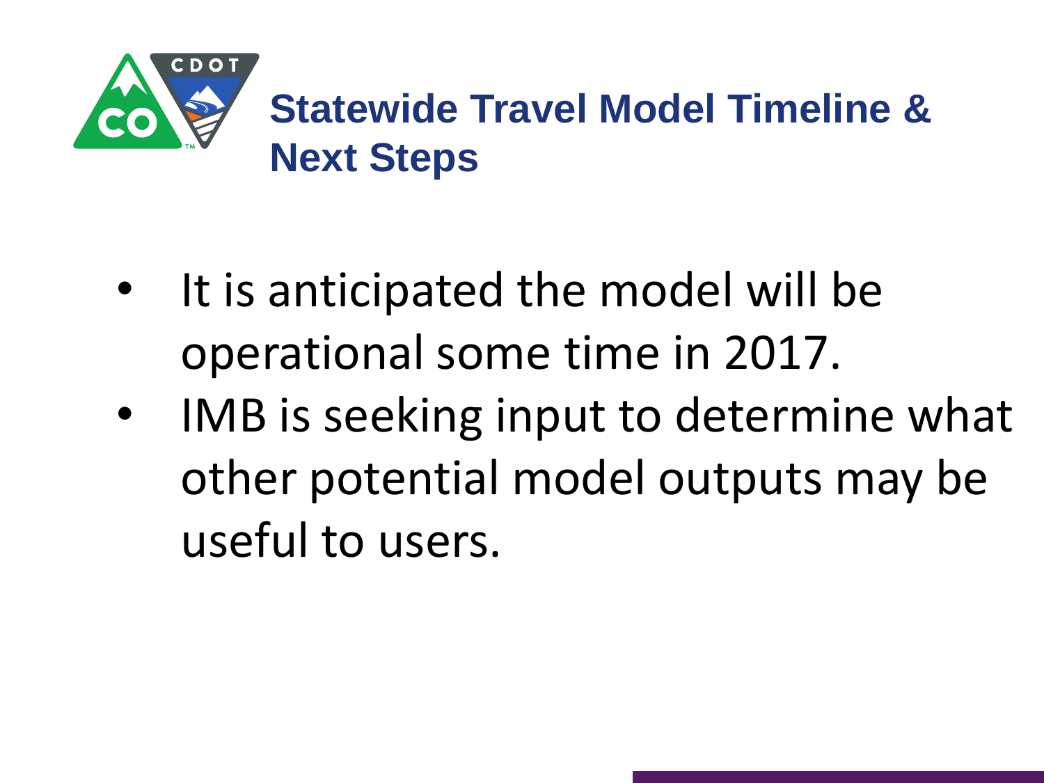# Statewide Travel Model Timeline & Next Steps

- It is anticipated the model will be operational some time in 2017.
- IMB is seeking input to determine what other potential model outputs may be useful to users.